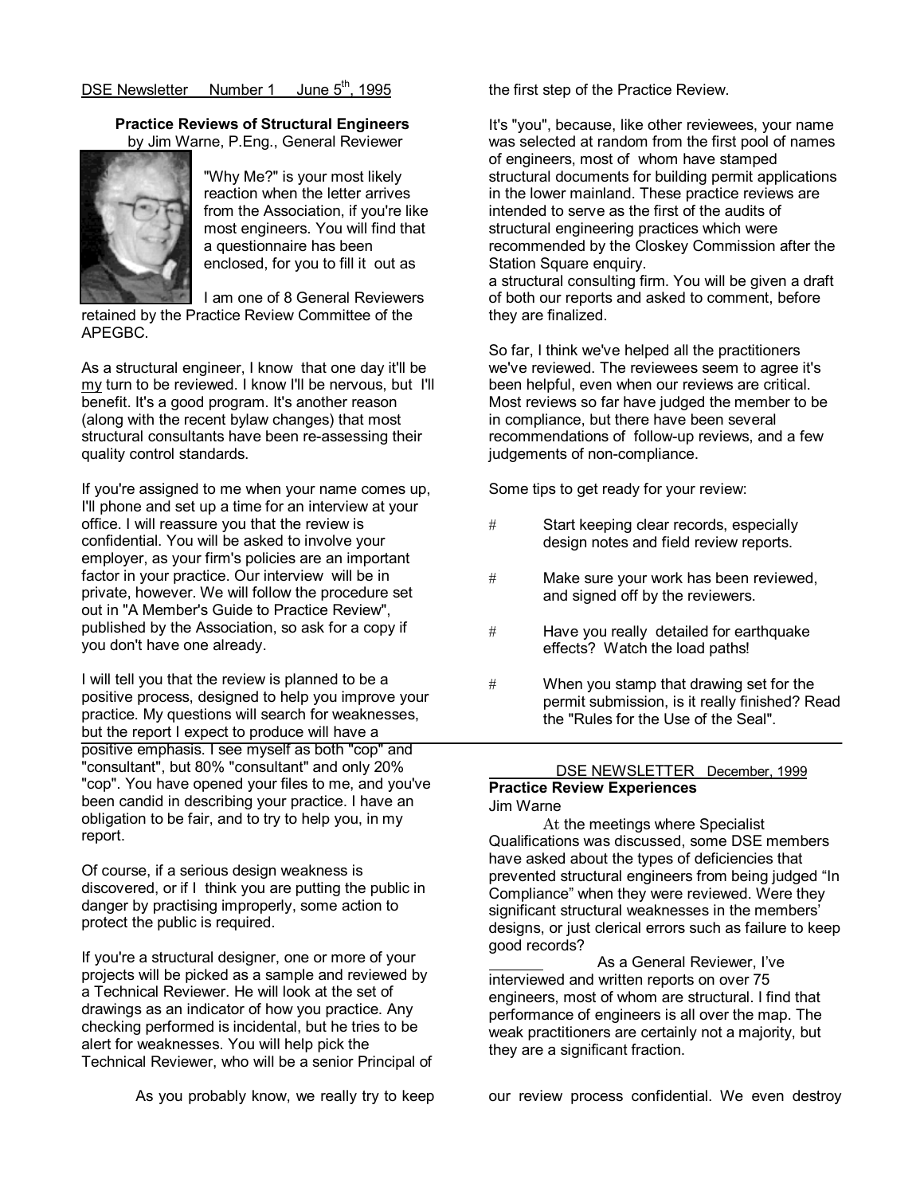DSE Newsletter Number 1 June 5th, 1995

**Practice Reviews of Structural Engineers**
by Jim Warne, P.Eng., General Reviewer

"Why Me?" is your most likely reaction when the letter arrives from the Association, if you're like most engineers. You will find that a questionnaire has been enclosed, for you to fill it out as the first step of the Practice Review.

It's "you", because, like other reviewees, your name was selected at random from the first pool of names of engineers, most of whom have stamped structural documents for building permit applications in the lower mainland. These practice reviews are intended to serve as the first of the audits of structural engineering practices which were recommended by the Closkey Commission after the Station Square enquiry.

I am one of 8 General Reviewers retained by the Practice Review Committee of the APEGBC.

As a structural engineer, I know that one day it'll be my turn to be reviewed. I know I'll be nervous, but I'll benefit. It's a good program. It's another reason (along with the recent bylaw changes) that most structural consultants have been re-assessing their quality control standards.

If you're assigned to me when your name comes up, I'll phone and set up a time for an interview at your office. I will reassure you that the review is confidential. You will be asked to involve your employer, as your firm's policies are an important factor in your practice. Our interview will be in private, however. We will follow the procedure set out in "A Member's Guide to Practice Review", published by the Association, so ask for a copy if you don't have one already.

I will tell you that the review is planned to be a positive process, designed to help you improve your practice. My questions will search for weaknesses, but the report I expect to produce will have a positive emphasis. I see myself as both "cop" and "consultant", but 80% "consultant" and only 20% "cop". You have opened your files to me, and you've been candid in describing your practice. I have an obligation to be fair, and to try to help you, in my report.

Of course, if a serious design weakness is discovered, or if I think you are putting the public in danger by practising improperly, some action to protect the public is required.

If you're a structural designer, one or more of your projects will be picked as a sample and reviewed by a Technical Reviewer. He will look at the set of drawings as an indicator of how you practice. Any checking performed is incidental, but he tries to be alert for weaknesses. You will help pick the Technical Reviewer, who will be a senior Principal of a structural consulting firm. You will be given a draft of both our reports and asked to comment, before they are finalized.

So far, I think we've helped all the practitioners we've reviewed. The reviewees seem to agree it's been helpful, even when our reviews are critical. Most reviews so far have judged the member to be in compliance, but there have been several recommendations of follow-up reviews, and a few judgements of non-compliance.

Some tips to get ready for your review:

- Start keeping clear records, especially design notes and field review reports.
- Make sure your work has been reviewed, and signed off by the reviewers.
- Have you really detailed for earthquake effects? Watch the load paths!
- When you stamp that drawing set for the permit submission, is it really finished? Read the "Rules for the Use of the Seal".

---

DSE NEWSLETTER December, 1999

**Practice Review Experiences**
Jim Warne

At the meetings where Specialist Qualifications was discussed, some DSE members have asked about the types of deficiencies that prevented structural engineers from being judged "In Compliance" when they were reviewed. Were they significant structural weaknesses in the members' designs, or just clerical errors such as failure to keep good records?

As a General Reviewer, I've interviewed and written reports on over 75 engineers, most of whom are structural. I find that performance of engineers is all over the map. The weak practitioners are certainly not a majority, but they are a significant fraction.

As you probably know, we really try to keep our review process confidential. We even destroy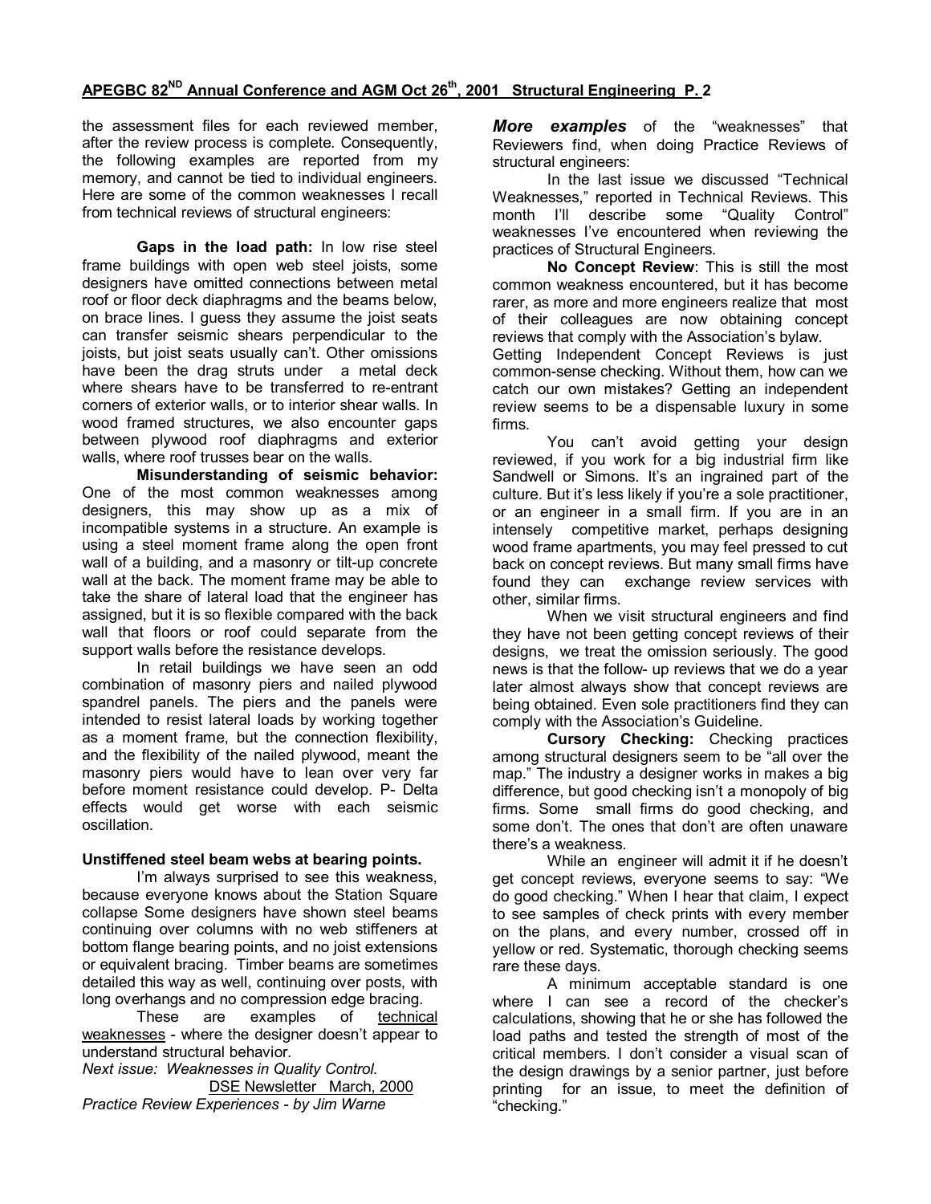the assessment files for each reviewed member, after the review process is complete. Consequently, the following examples are reported from my memory, and cannot be tied to individual engineers. Here are some of the common weaknesses I recall from technical reviews of structural engineers:

**Gaps in the load path:** In low rise steel frame buildings with open web steel joists, some designers have omitted connections between metal roof or floor deck diaphragms and the beams below, on brace lines. I guess they assume the joist seats can transfer seismic shears perpendicular to the joists, but joist seats usually can't. Other omissions have been the drag struts under a metal deck where shears have to be transferred to re-entrant corners of exterior walls, or to interior shear walls. In wood framed structures, we also encounter gaps between plywood roof diaphragms and exterior walls, where roof trusses bear on the walls.

**Misunderstanding of seismic behavior:** One of the most common weaknesses among designers, this may show up as a mix of incompatible systems in a structure. An example is using a steel moment frame along the open front wall of a building, and a masonry or tilt-up concrete wall at the back. The moment frame may be able to take the share of lateral load that the engineer has assigned, but it is so flexible compared with the back wall that floors or roof could separate from the support walls before the resistance develops.

In retail buildings we have seen an odd combination of masonry piers and nailed plywood spandrel panels. The piers and the panels were intended to resist lateral loads by working together as a moment frame, but the connection flexibility, and the flexibility of the nailed plywood, meant the masonry piers would have to lean over very far before moment resistance could develop. P- Delta effects would get worse with each seismic oscillation.

**Unstiffened steel beam webs at bearing points.**

I'm always surprised to see this weakness, because everyone knows about the Station Square collapse Some designers have shown steel beams continuing over columns with no web stiffeners at bottom flange bearing points, and no joist extensions or equivalent bracing. Timber beams are sometimes detailed this way as well, continuing over posts, with long overhangs and no compression edge bracing.

These are examples of <u>technical weaknesses</u> - where the designer doesn't appear to understand structural behavior.

*Next issue: Weaknesses in Quality Control.*

<u>DSE Newsletter March, 2000</u>

*Practice Review Experiences - by Jim Warne*

***More examples*** of the "weaknesses" that Reviewers find, when doing Practice Reviews of structural engineers:

In the last issue we discussed "Technical Weaknesses," reported in Technical Reviews. This month I'll describe some "Quality Control" weaknesses I've encountered when reviewing the practices of Structural Engineers.

**No Concept Review**: This is still the most common weakness encountered, but it has become rarer, as more and more engineers realize that most of their colleagues are now obtaining concept reviews that comply with the Association's bylaw. Getting Independent Concept Reviews is just common-sense checking. Without them, how can we catch our own mistakes? Getting an independent review seems to be a dispensable luxury in some firms.

You can't avoid getting your design reviewed, if you work for a big industrial firm like Sandwell or Simons. It's an ingrained part of the culture. But it's less likely if you're a sole practitioner, or an engineer in a small firm. If you are in an intensely competitive market, perhaps designing wood frame apartments, you may feel pressed to cut back on concept reviews. But many small firms have found they can exchange review services with other, similar firms.

When we visit structural engineers and find they have not been getting concept reviews of their designs, we treat the omission seriously. The good news is that the follow- up reviews that we do a year later almost always show that concept reviews are being obtained. Even sole practitioners find they can comply with the Association's Guideline.

**Cursory Checking:** Checking practices among structural designers seem to be "all over the map." The industry a designer works in makes a big difference, but good checking isn't a monopoly of big firms. Some small firms do good checking, and some don't. The ones that don't are often unaware there's a weakness.

While an engineer will admit it if he doesn't get concept reviews, everyone seems to say: "We do good checking." When I hear that claim, I expect to see samples of check prints with every member on the plans, and every number, crossed off in yellow or red. Systematic, thorough checking seems rare these days.

A minimum acceptable standard is one where I can see a record of the checker's calculations, showing that he or she has followed the load paths and tested the strength of most of the critical members. I don't consider a visual scan of the design drawings by a senior partner, just before printing for an issue, to meet the definition of "checking."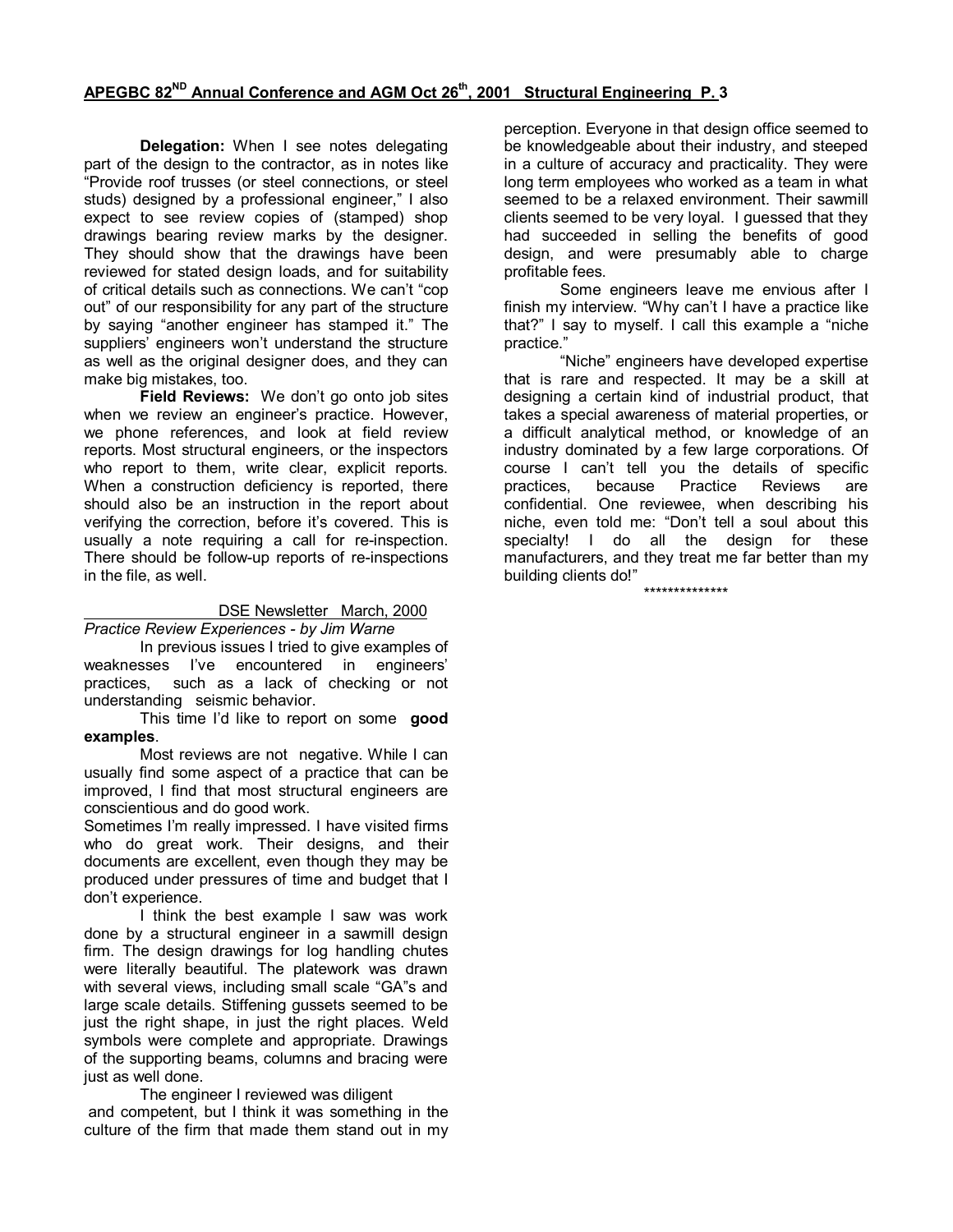**Delegation:** When I see notes delegating part of the design to the contractor, as in notes like "Provide roof trusses (or steel connections, or steel studs) designed by a professional engineer," I also expect to see review copies of (stamped) shop drawings bearing review marks by the designer. They should show that the drawings have been reviewed for stated design loads, and for suitability of critical details such as connections. We can't "cop out" of our responsibility for any part of the structure by saying "another engineer has stamped it." The suppliers' engineers won't understand the structure as well as the original designer does, and they can make big mistakes, too.

**Field Reviews:** We don't go onto job sites when we review an engineer's practice. However, we phone references, and look at field review reports. Most structural engineers, or the inspectors who report to them, write clear, explicit reports. When a construction deficiency is reported, there should also be an instruction in the report about verifying the correction, before it's covered. This is usually a note requiring a call for re-inspection. There should be follow-up reports of re-inspections in the file, as well.

DSE Newsletter March, 2000

*Practice Review Experiences - by Jim Warne*

In previous issues I tried to give examples of weaknesses I've encountered in engineers' practices, such as a lack of checking or not understanding seismic behavior.

This time I'd like to report on some **good examples**.

Most reviews are not negative. While I can usually find some aspect of a practice that can be improved, I find that most structural engineers are conscientious and do good work.

Sometimes I'm really impressed. I have visited firms who do great work. Their designs, and their documents are excellent, even though they may be produced under pressures of time and budget that I don't experience.

I think the best example I saw was work done by a structural engineer in a sawmill design firm. The design drawings for log handling chutes were literally beautiful. The platework was drawn with several views, including small scale "GA"s and large scale details. Stiffening gussets seemed to be just the right shape, in just the right places. Weld symbols were complete and appropriate. Drawings of the supporting beams, columns and bracing were just as well done.

The engineer I reviewed was diligent and competent, but I think it was something in the culture of the firm that made them stand out in my perception. Everyone in that design office seemed to be knowledgeable about their industry, and steeped in a culture of accuracy and practicality. They were long term employees who worked as a team in what seemed to be a relaxed environment. Their sawmill clients seemed to be very loyal. I guessed that they had succeeded in selling the benefits of good design, and were presumably able to charge profitable fees.

Some engineers leave me envious after I finish my interview. "Why can't I have a practice like that?" I say to myself. I call this example a "niche practice."

"Niche" engineers have developed expertise that is rare and respected. It may be a skill at designing a certain kind of industrial product, that takes a special awareness of material properties, or a difficult analytical method, or knowledge of an industry dominated by a few large corporations. Of course I can't tell you the details of specific practices, because Practice Reviews are confidential. One reviewee, when describing his niche, even told me: "Don't tell a soul about this specialty! I do all the design for these manufacturers, and they treat me far better than my building clients do!"

**************